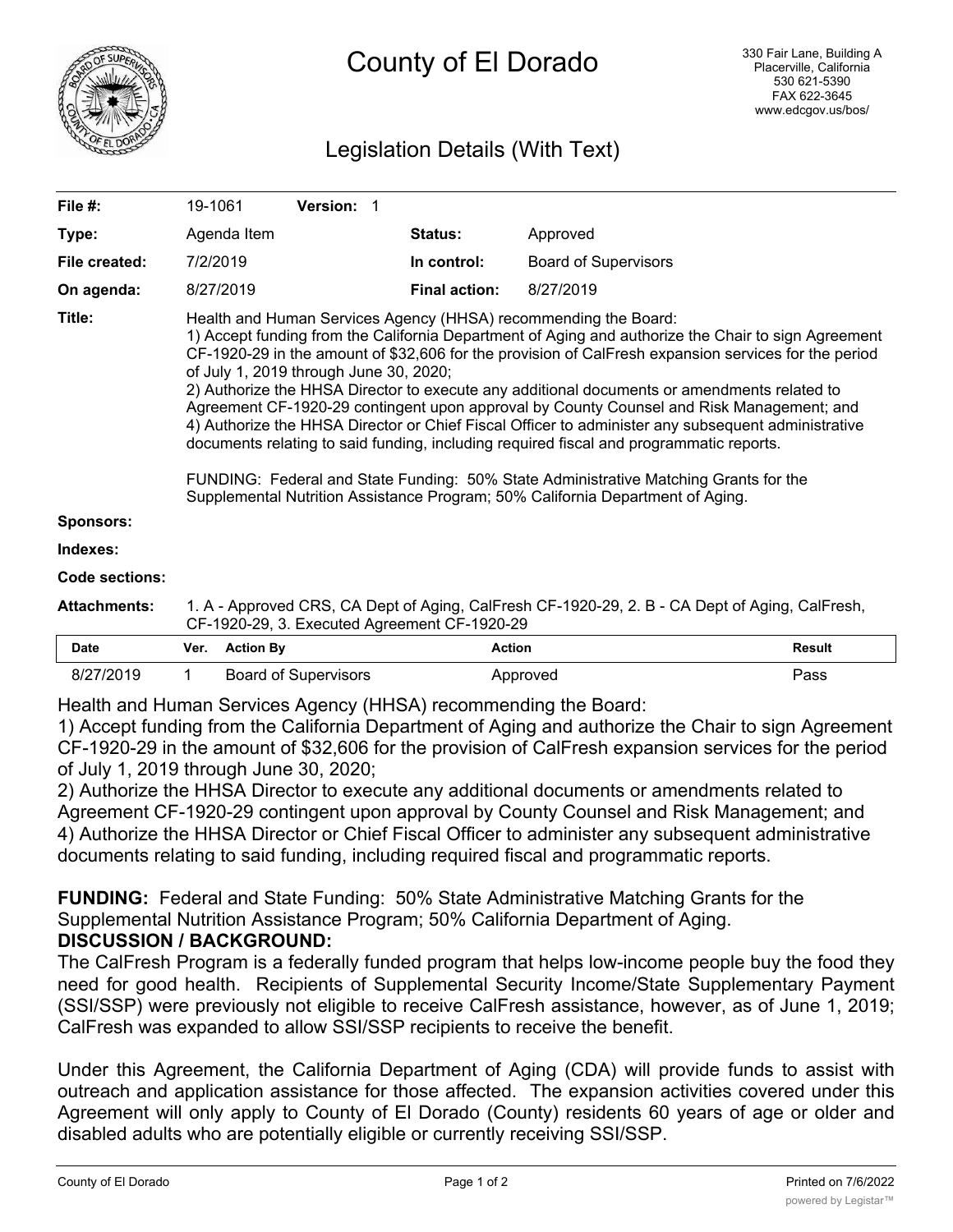# County of El Dorado

330 Fair Lane, Building A
Placerville, California
530 621-5390
FAX 622-3645
www.edcgov.us/bos/

## Legislation Details (With Text)

| | | | |
|---|---|---|---|
| **File #:** | 19-1061 **Version:** 1 | | |
| **Type:** | Agenda Item | **Status:** | Approved |
| **File created:** | 7/2/2019 | **In control:** | Board of Supervisors |
| **On agenda:** | 8/27/2019 | **Final action:** | 8/27/2019 |

**Title:** Health and Human Services Agency (HHSA) recommending the Board:
1) Accept funding from the California Department of Aging and authorize the Chair to sign Agreement CF-1920-29 in the amount of $32,606 for the provision of CalFresh expansion services for the period of July 1, 2019 through June 30, 2020;
2) Authorize the HHSA Director to execute any additional documents or amendments related to Agreement CF-1920-29 contingent upon approval by County Counsel and Risk Management; and
4) Authorize the HHSA Director or Chief Fiscal Officer to administer any subsequent administrative documents relating to said funding, including required fiscal and programmatic reports.

FUNDING: Federal and State Funding: 50% State Administrative Matching Grants for the Supplemental Nutrition Assistance Program; 50% California Department of Aging.

**Sponsors:**

**Indexes:**

**Code sections:**

**Attachments:** 1. A - Approved CRS, CA Dept of Aging, CalFresh CF-1920-29, 2. B - CA Dept of Aging, CalFresh, CF-1920-29, 3. Executed Agreement CF-1920-29

| Date | Ver. | Action By | Action | Result |
|---|---|---|---|---|
| 8/27/2019 | 1 | Board of Supervisors | Approved | Pass |

Health and Human Services Agency (HHSA) recommending the Board:
1) Accept funding from the California Department of Aging and authorize the Chair to sign Agreement CF-1920-29 in the amount of $32,606 for the provision of CalFresh expansion services for the period of July 1, 2019 through June 30, 2020;
2) Authorize the HHSA Director to execute any additional documents or amendments related to Agreement CF-1920-29 contingent upon approval by County Counsel and Risk Management; and
4) Authorize the HHSA Director or Chief Fiscal Officer to administer any subsequent administrative documents relating to said funding, including required fiscal and programmatic reports.

**FUNDING:** Federal and State Funding: 50% State Administrative Matching Grants for the Supplemental Nutrition Assistance Program; 50% California Department of Aging.

**DISCUSSION / BACKGROUND:**

The CalFresh Program is a federally funded program that helps low-income people buy the food they need for good health. Recipients of Supplemental Security Income/State Supplementary Payment (SSI/SSP) were previously not eligible to receive CalFresh assistance, however, as of June 1, 2019; CalFresh was expanded to allow SSI/SSP recipients to receive the benefit.

Under this Agreement, the California Department of Aging (CDA) will provide funds to assist with outreach and application assistance for those affected. The expansion activities covered under this Agreement will only apply to County of El Dorado (County) residents 60 years of age or older and disabled adults who are potentially eligible or currently receiving SSI/SSP.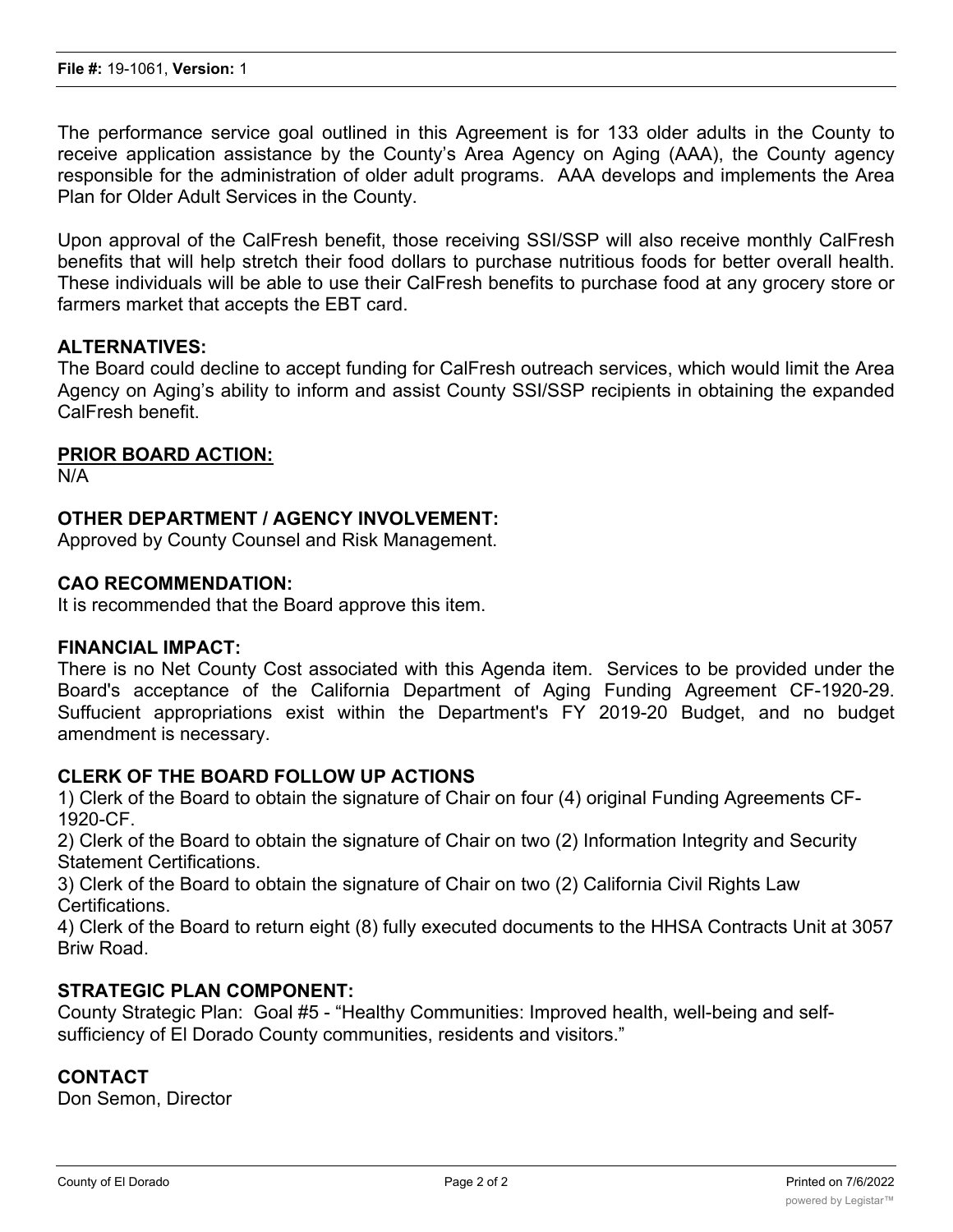The performance service goal outlined in this Agreement is for 133 older adults in the County to receive application assistance by the County's Area Agency on Aging (AAA), the County agency responsible for the administration of older adult programs. AAA develops and implements the Area Plan for Older Adult Services in the County.

Upon approval of the CalFresh benefit, those receiving SSI/SSP will also receive monthly CalFresh benefits that will help stretch their food dollars to purchase nutritious foods for better overall health. These individuals will be able to use their CalFresh benefits to purchase food at any grocery store or farmers market that accepts the EBT card.

**ALTERNATIVES:**
The Board could decline to accept funding for CalFresh outreach services, which would limit the Area Agency on Aging's ability to inform and assist County SSI/SSP recipients in obtaining the expanded CalFresh benefit.

**PRIOR BOARD ACTION:**
N/A

**OTHER DEPARTMENT / AGENCY INVOLVEMENT:**
Approved by County Counsel and Risk Management.

**CAO RECOMMENDATION:**
It is recommended that the Board approve this item.

**FINANCIAL IMPACT:**
There is no Net County Cost associated with this Agenda item. Services to be provided under the Board's acceptance of the California Department of Aging Funding Agreement CF-1920-29. Suffucient appropriations exist within the Department's FY 2019-20 Budget, and no budget amendment is necessary.

**CLERK OF THE BOARD FOLLOW UP ACTIONS**
1) Clerk of the Board to obtain the signature of Chair on four (4) original Funding Agreements CF-1920-CF.
2) Clerk of the Board to obtain the signature of Chair on two (2) Information Integrity and Security Statement Certifications.
3) Clerk of the Board to obtain the signature of Chair on two (2) California Civil Rights Law Certifications.
4) Clerk of the Board to return eight (8) fully executed documents to the HHSA Contracts Unit at 3057 Briw Road.

**STRATEGIC PLAN COMPONENT:**
County Strategic Plan: Goal #5 - "Healthy Communities: Improved health, well-being and self-sufficiency of El Dorado County communities, residents and visitors."

**CONTACT**
Don Semon, Director